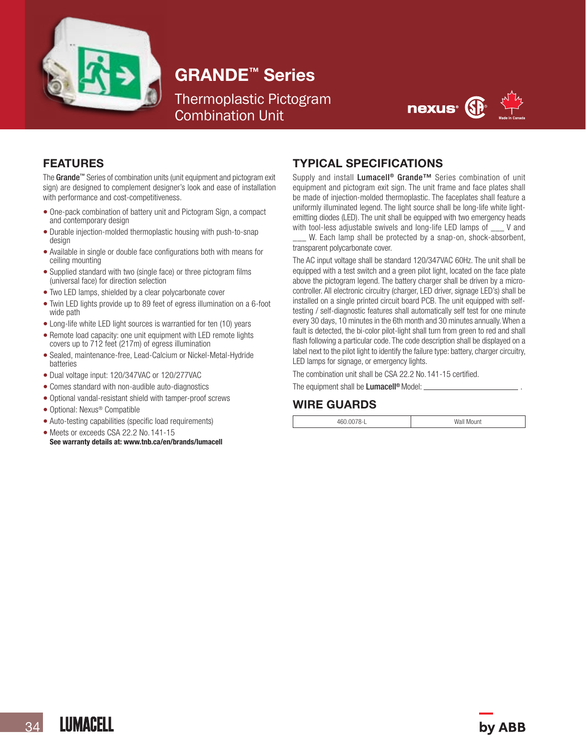# GRANDE™ Series

## Thermoplastic Pictogram Combination Unit

nexus®

Made in Canada

## FEATURES

The **Grande**™ Series of combination units (unit equipment and pictogram exit sign) are designed to complement designer's look and ease of installation with performance and cost-competitiveness.

- One-pack combination of battery unit and Pictogram Sign, a compact and contemporary design
- Durable injection-molded thermoplastic housing with push-to-snap design
- Available in single or double face configurations both with means for ceiling mounting
- Supplied standard with two (single face) or three pictogram films (universal face) for direction selection
- Two LED lamps, shielded by a clear polycarbonate cover
- Twin LED lights provide up to 89 feet of egress illumination on a 6-foot wide path
- Long-life white LED light sources is warrantied for ten (10) years
- Remote load capacity: one unit equipment with LED remote lights covers up to 712 feet (217m) of egress illumination
- Sealed, maintenance-free, Lead-Calcium or Nickel-Metal-Hydride batteries
- Dual voltage input: 120/347VAC or 120/277VAC
- Comes standard with non-audible auto-diagnostics
- Optional vandal-resistant shield with tamper-proof screws
- Optional: Nexus® Compatible
- Auto-testing capabilities (specific load requirements)
- Meets or exceeds CSA 22.2 No.141-15

**See warranty details at: www.tnb.ca/en/brands/lumacell**

## TYPICAL SPECIFICATIONS

Supply and install **Lumacell® Grande™** Series combination of unit equipment and pictogram exit sign. The unit frame and face plates shall be made of injection-molded thermoplastic. The faceplates shall feature a uniformly illuminated legend. The light source shall be long-life white light-emitting diodes (LED). The unit shall be equipped with two emergency heads with tool-less adjustable swivels and long-life LED lamps of ___ V and ___ W. Each lamp shall be protected by a snap-on, shock-absorbent, transparent polycarbonate cover.

The AC input voltage shall be standard 120/347VAC 60Hz. The unit shall be equipped with a test switch and a green pilot light, located on the face plate above the pictogram legend. The battery charger shall be driven by a micro-controller. All electronic circuitry (charger, LED driver, signage LED's) shall be installed on a single printed circuit board PCB. The unit equipped with self-testing / self-diagnostic features shall automatically self test for one minute every 30 days, 10 minutes in the 6th month and 30 minutes annually. When a fault is detected, the bi-color pilot-light shall turn from green to red and shall flash following a particular code. The code description shall be displayed on a label next to the pilot light to identify the failure type: battery, charger circuitry, LED lamps for signage, or emergency lights.

The combination unit shall be CSA 22.2 No.141-15 certified.

The equipment shall be **Lumacell®** Model: ________________________ .

## WIRE GUARDS

| 460.0078-L | Wall Mount |
|---|---|

LUMACELL

by ABB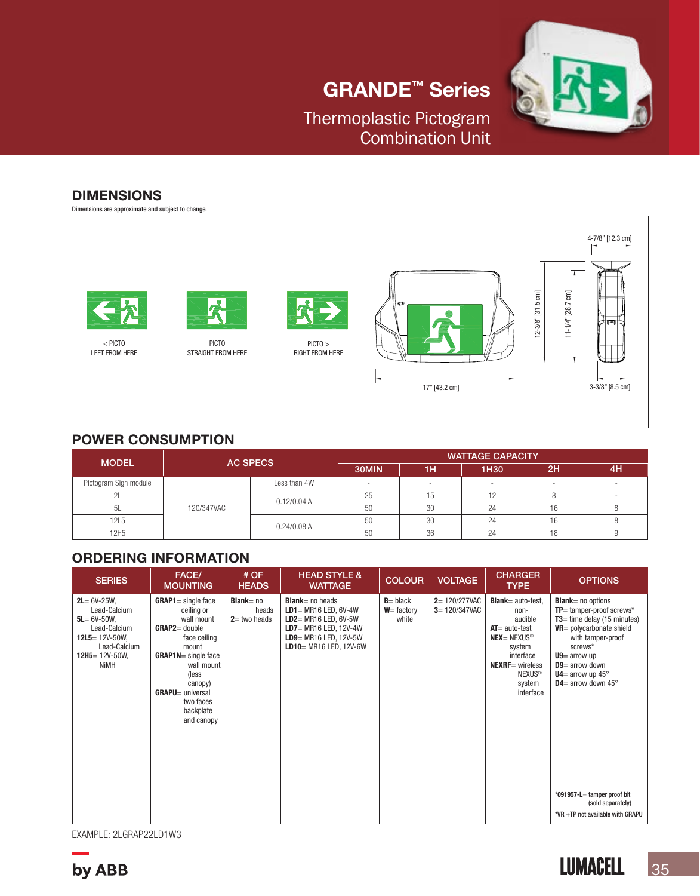# GRANDE™ Series

Thermoplastic Pictogram Combination Unit

## DIMENSIONS

Dimensions are approximate and subject to change.

< PICTO
LEFT FROM HERE

PICTO
STRAIGHT FROM HERE

PICTO >
RIGHT FROM HERE

17" [43.2 cm]

12-3/8" [31.5 cm]

11-1/4" [28.7 cm]

4-7/8" [12.3 cm]

3-3/8" [8.5 cm]

## POWER CONSUMPTION

| MODEL | AC SPECS | | WATTAGE CAPACITY | | | | |
|---|---|---|---|---|---|---|---|
| | | | 30MIN | 1H | 1H30 | 2H | 4H |
| Pictogram Sign module | 120/347VAC | Less than 4W | - | - | - | - | - |
| 2L | | 0.12/0.04 A | 25 | 15 | 12 | 8 | - |
| 5L | | | 50 | 30 | 24 | 16 | 8 |
| 12L5 | | 0.24/0.08 A | 50 | 30 | 24 | 16 | 8 |
| 12H5 | | | 50 | 36 | 24 | 18 | 9 |

## ORDERING INFORMATION

| SERIES | FACE/ MOUNTING | # OF HEADS | HEAD STYLE & WATTAGE | COLOUR | VOLTAGE | CHARGER TYPE | OPTIONS |
|---|---|---|---|---|---|---|---|
| **2L**= 6V-25W, Lead-Calcium<br>**5L**= 6V-50W, Lead-Calcium<br>**12L5**= 12V-50W, Lead-Calcium<br>**12H5**= 12V-50W, NiMH | **GRAP1**= single face ceiling or wall mount<br>**GRAP2**= double face ceiling mount<br>**GRAP1N**= single face wall mount (less canopy)<br>**GRAPU**= universal two faces backplate and canopy | **Blank**= no heads<br>**2**= two heads | **Blank**= no heads<br>**LD1**= MR16 LED, 6V-4W<br>**LD2**= MR16 LED, 6V-5W<br>**LD7**= MR16 LED, 12V-4W<br>**LD9**= MR16 LED, 12V-5W<br>**LD10**= MR16 LED, 12V-6W | **B**= black<br>**W**= factory white | **2**= 120/277VAC<br>**3**= 120/347VAC | **Blank**= auto-test, non-audible<br>**AT**= auto-test<br>**NEX**= NEXUS® system interface<br>**NEXRF**= wireless NEXUS® system interface | **Blank**= no options<br>**TP**= tamper-proof screws*<br>**T3**= time delay (15 minutes)<br>**VR**= polycarbonate shield with tamper-proof screws*<br>**U9**= arrow up<br>**D9**= arrow down<br>**U4**= arrow up 45°<br>**D4**= arrow down 45°<br><br>***091957-L**= tamper proof bit (sold separately)<br>*VR +TP not available with GRAPU |

EXAMPLE: 2LGRAP22LD1W3

by ABB

LUMACELL